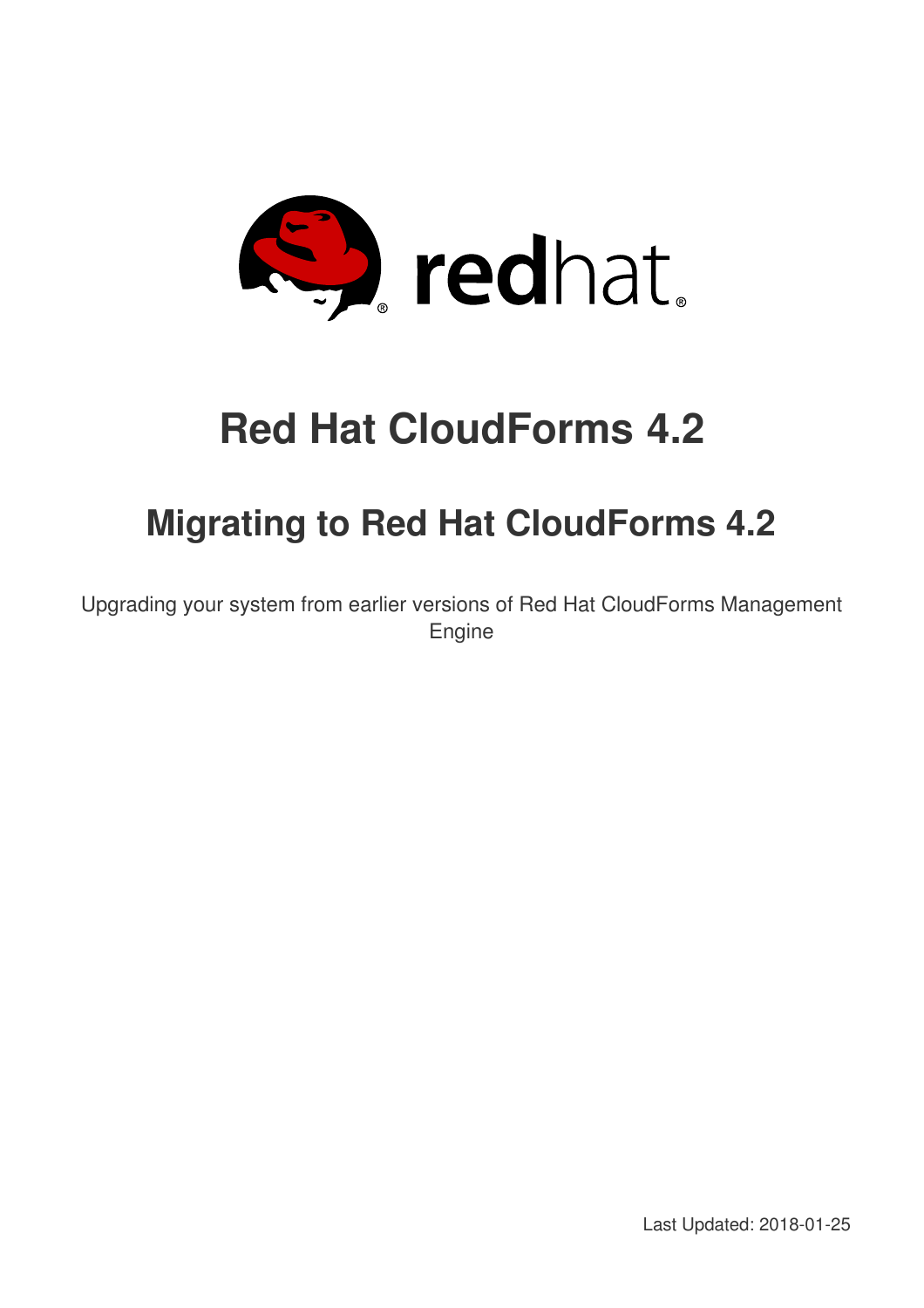# Red Hat CloudForms 4.2

## Migrating to Red Hat CloudForms 4.2

Upgrading your system from earlier versions of Red Hat CloudForms Management Engine

Last Updated: 2018-01-25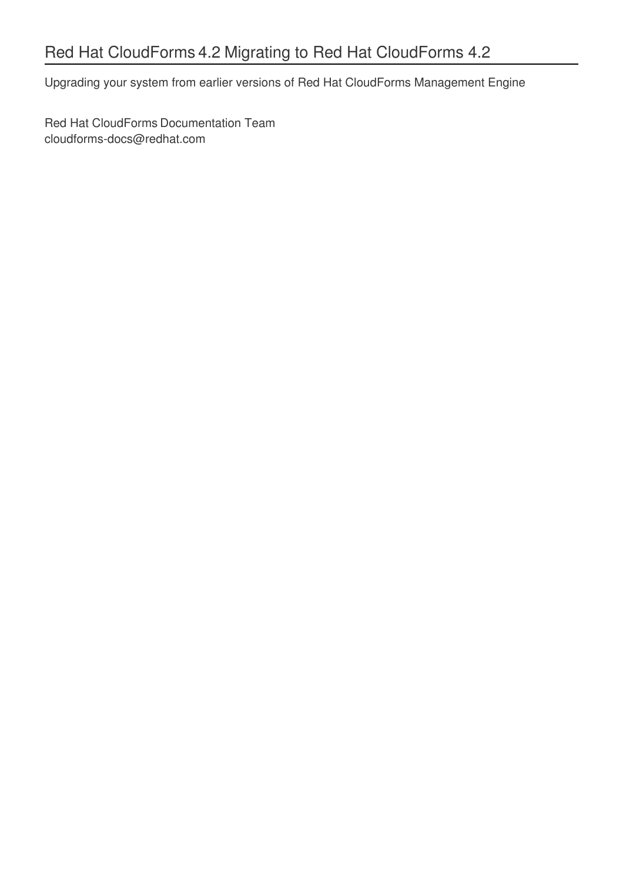# Red Hat CloudForms 4.2 Migrating to Red Hat CloudForms 4.2

Upgrading your system from earlier versions of Red Hat CloudForms Management Engine

Red Hat CloudForms Documentation Team
cloudforms-docs@redhat.com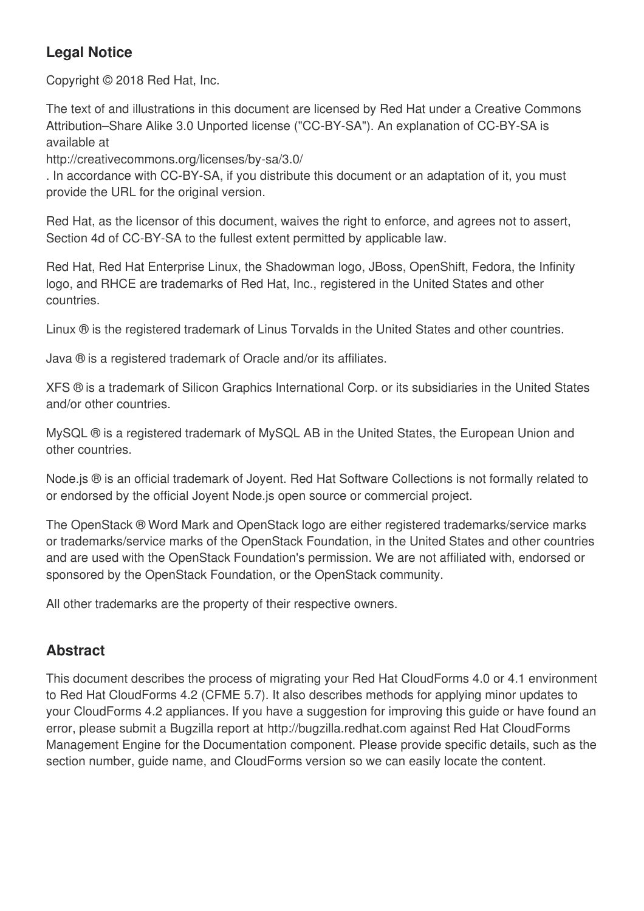## Legal Notice

Copyright © 2018 Red Hat, Inc.

The text of and illustrations in this document are licensed by Red Hat under a Creative Commons Attribution–Share Alike 3.0 Unported license ("CC-BY-SA"). An explanation of CC-BY-SA is available at
http://creativecommons.org/licenses/by-sa/3.0/
. In accordance with CC-BY-SA, if you distribute this document or an adaptation of it, you must provide the URL for the original version.

Red Hat, as the licensor of this document, waives the right to enforce, and agrees not to assert, Section 4d of CC-BY-SA to the fullest extent permitted by applicable law.

Red Hat, Red Hat Enterprise Linux, the Shadowman logo, JBoss, OpenShift, Fedora, the Infinity logo, and RHCE are trademarks of Red Hat, Inc., registered in the United States and other countries.

Linux ® is the registered trademark of Linus Torvalds in the United States and other countries.

Java ® is a registered trademark of Oracle and/or its affiliates.

XFS ® is a trademark of Silicon Graphics International Corp. or its subsidiaries in the United States and/or other countries.

MySQL ® is a registered trademark of MySQL AB in the United States, the European Union and other countries.

Node.js ® is an official trademark of Joyent. Red Hat Software Collections is not formally related to or endorsed by the official Joyent Node.js open source or commercial project.

The OpenStack ® Word Mark and OpenStack logo are either registered trademarks/service marks or trademarks/service marks of the OpenStack Foundation, in the United States and other countries and are used with the OpenStack Foundation's permission. We are not affiliated with, endorsed or sponsored by the OpenStack Foundation, or the OpenStack community.

All other trademarks are the property of their respective owners.

## Abstract

This document describes the process of migrating your Red Hat CloudForms 4.0 or 4.1 environment to Red Hat CloudForms 4.2 (CFME 5.7). It also describes methods for applying minor updates to your CloudForms 4.2 appliances. If you have a suggestion for improving this guide or have found an error, please submit a Bugzilla report at http://bugzilla.redhat.com against Red Hat CloudForms Management Engine for the Documentation component. Please provide specific details, such as the section number, guide name, and CloudForms version so we can easily locate the content.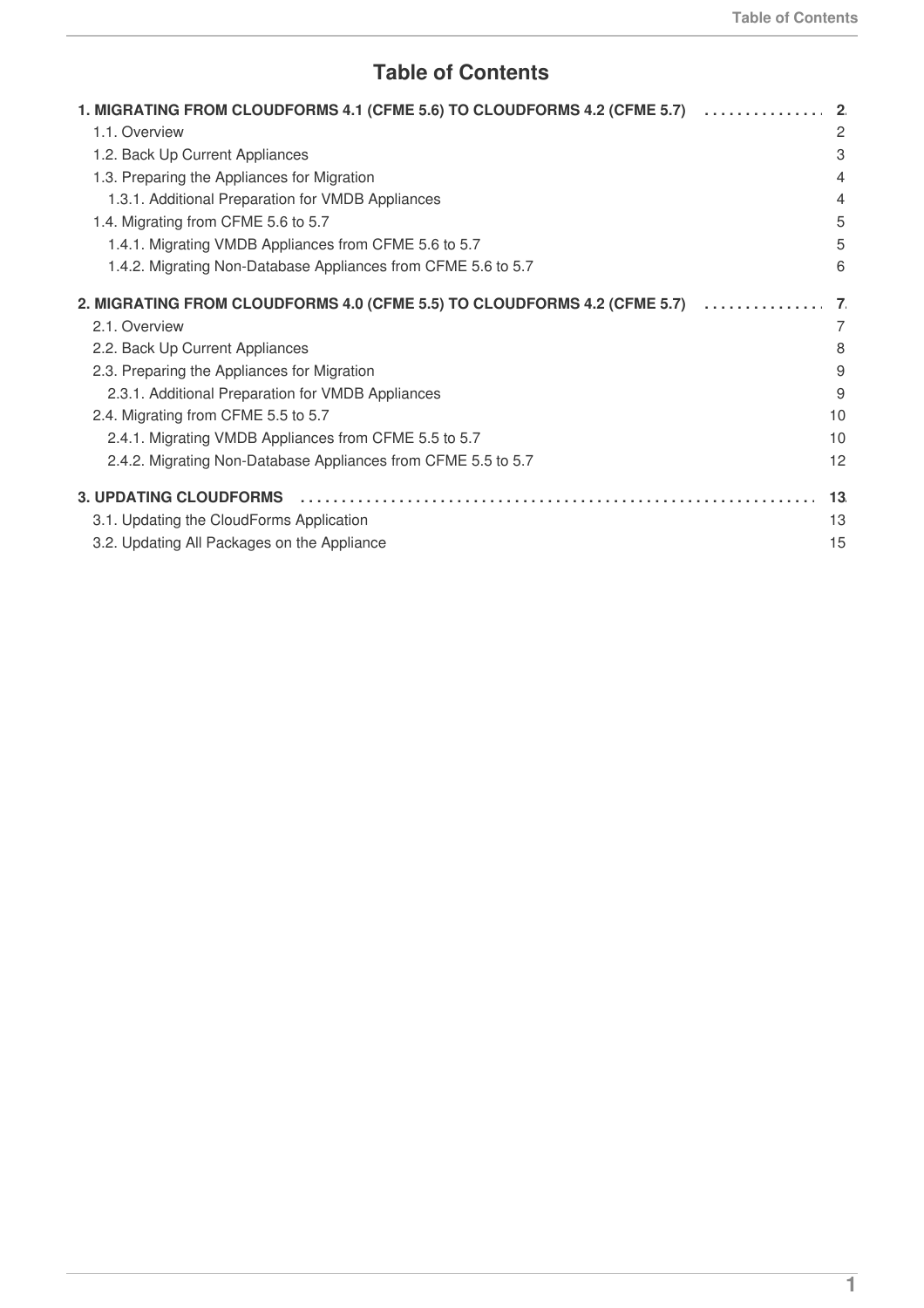# Table of Contents

**1. MIGRATING FROM CLOUDFORMS 4.1 (CFME 5.6) TO CLOUDFORMS 4.2 (CFME 5.7)** .......... **2**

- 1.1. Overview 2
- 1.2. Back Up Current Appliances 3
- 1.3. Preparing the Appliances for Migration 4
  - 1.3.1. Additional Preparation for VMDB Appliances 4
- 1.4. Migrating from CFME 5.6 to 5.7 5
  - 1.4.1. Migrating VMDB Appliances from CFME 5.6 to 5.7 5
  - 1.4.2. Migrating Non-Database Appliances from CFME 5.6 to 5.7 6

**2. MIGRATING FROM CLOUDFORMS 4.0 (CFME 5.5) TO CLOUDFORMS 4.2 (CFME 5.7)** .......... **7**

- 2.1. Overview 7
- 2.2. Back Up Current Appliances 8
- 2.3. Preparing the Appliances for Migration 9
  - 2.3.1. Additional Preparation for VMDB Appliances 9
- 2.4. Migrating from CFME 5.5 to 5.7 10
  - 2.4.1. Migrating VMDB Appliances from CFME 5.5 to 5.7 10
  - 2.4.2. Migrating Non-Database Appliances from CFME 5.5 to 5.7 12

**3. UPDATING CLOUDFORMS** .......... **13**

- 3.1. Updating the CloudForms Application 13
- 3.2. Updating All Packages on the Appliance 15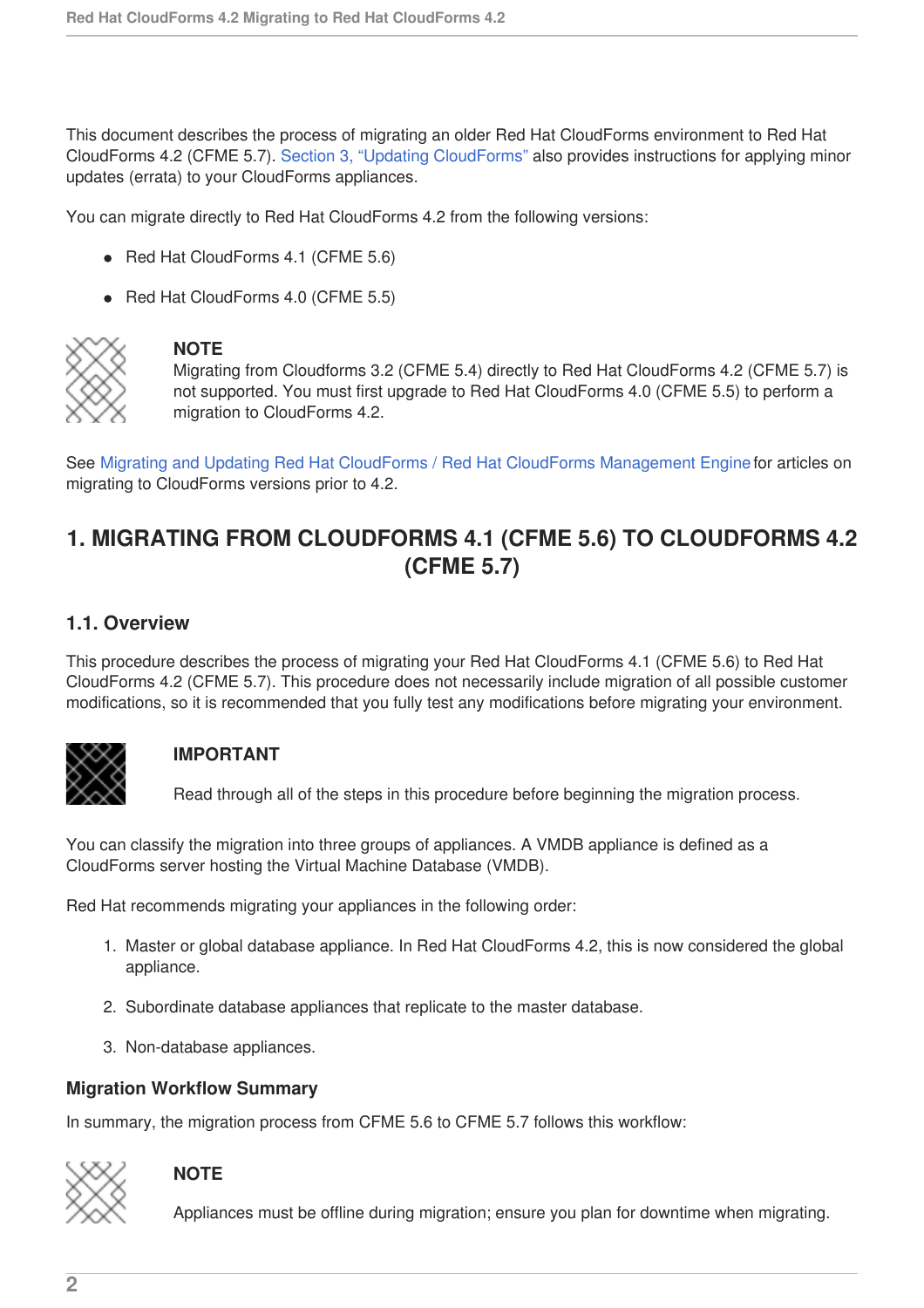This document describes the process of migrating an older Red Hat CloudForms environment to Red Hat CloudForms 4.2 (CFME 5.7). Section 3, “Updating CloudForms” also provides instructions for applying minor updates (errata) to your CloudForms appliances.

You can migrate directly to Red Hat CloudForms 4.2 from the following versions:

- Red Hat CloudForms 4.1 (CFME 5.6)
- Red Hat CloudForms 4.0 (CFME 5.5)

> **NOTE**
>
> Migrating from Cloudforms 3.2 (CFME 5.4) directly to Red Hat CloudForms 4.2 (CFME 5.7) is not supported. You must first upgrade to Red Hat CloudForms 4.0 (CFME 5.5) to perform a migration to CloudForms 4.2.

See Migrating and Updating Red Hat CloudForms / Red Hat CloudForms Management Engine for articles on migrating to CloudForms versions prior to 4.2.

# 1. MIGRATING FROM CLOUDFORMS 4.1 (CFME 5.6) TO CLOUDFORMS 4.2 (CFME 5.7)

## 1.1. Overview

This procedure describes the process of migrating your Red Hat CloudForms 4.1 (CFME 5.6) to Red Hat CloudForms 4.2 (CFME 5.7). This procedure does not necessarily include migration of all possible customer modifications, so it is recommended that you fully test any modifications before migrating your environment.

> **IMPORTANT**
>
> Read through all of the steps in this procedure before beginning the migration process.

You can classify the migration into three groups of appliances. A VMDB appliance is defined as a CloudForms server hosting the Virtual Machine Database (VMDB).

Red Hat recommends migrating your appliances in the following order:

1. Master or global database appliance. In Red Hat CloudForms 4.2, this is now considered the global appliance.
2. Subordinate database appliances that replicate to the master database.
3. Non-database appliances.

### Migration Workflow Summary

In summary, the migration process from CFME 5.6 to CFME 5.7 follows this workflow:

> **NOTE**
>
> Appliances must be offline during migration; ensure you plan for downtime when migrating.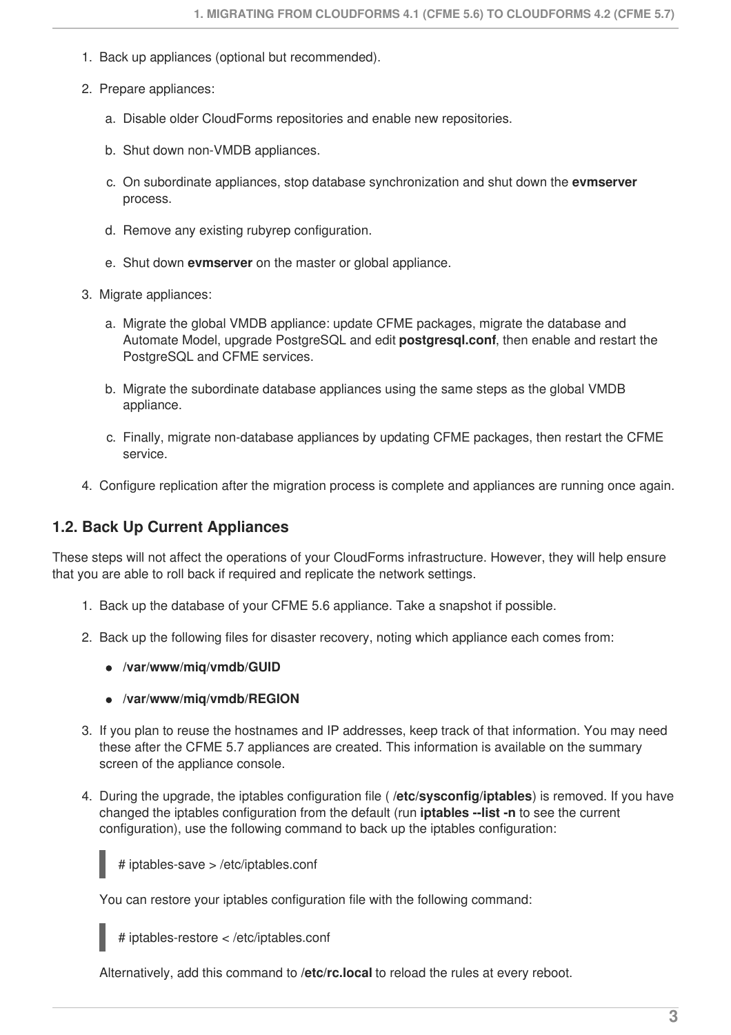1. Back up appliances (optional but recommended).
2. Prepare appliances:
    a. Disable older CloudForms repositories and enable new repositories.
    b. Shut down non-VMDB appliances.
    c. On subordinate appliances, stop database synchronization and shut down the **evmserver** process.
    d. Remove any existing rubyrep configuration.
    e. Shut down **evmserver** on the master or global appliance.
3. Migrate appliances:
    a. Migrate the global VMDB appliance: update CFME packages, migrate the database and Automate Model, upgrade PostgreSQL and edit **postgresql.conf**, then enable and restart the PostgreSQL and CFME services.
    b. Migrate the subordinate database appliances using the same steps as the global VMDB appliance.
    c. Finally, migrate non-database appliances by updating CFME packages, then restart the CFME service.
4. Configure replication after the migration process is complete and appliances are running once again.

### 1.2. Back Up Current Appliances

These steps will not affect the operations of your CloudForms infrastructure. However, they will help ensure that you are able to roll back if required and replicate the network settings.

1. Back up the database of your CFME 5.6 appliance. Take a snapshot if possible.
2. Back up the following files for disaster recovery, noting which appliance each comes from:
    - **/var/www/miq/vmdb/GUID**
    - **/var/www/miq/vmdb/REGION**
3. If you plan to reuse the hostnames and IP addresses, keep track of that information. You may need these after the CFME 5.7 appliances are created. This information is available on the summary screen of the appliance console.
4. During the upgrade, the iptables configuration file ( **/etc/sysconfig/iptables**) is removed. If you have changed the iptables configuration from the default (run **iptables --list -n** to see the current configuration), use the following command to back up the iptables configuration:

    ```
    # iptables-save > /etc/iptables.conf
    ```

    You can restore your iptables configuration file with the following command:

    ```
    # iptables-restore < /etc/iptables.conf
    ```

    Alternatively, add this command to **/etc/rc.local** to reload the rules at every reboot.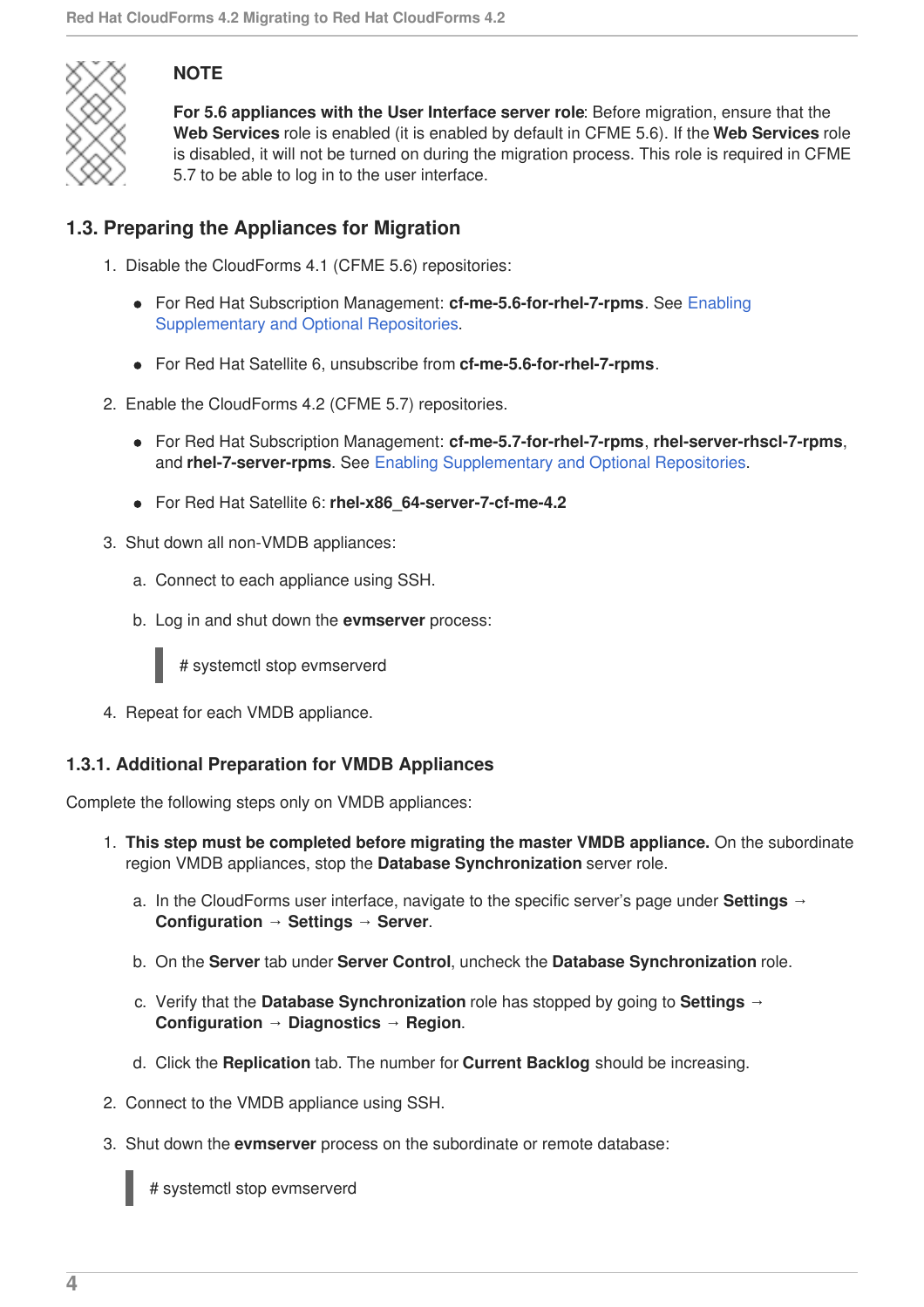> **NOTE**
>
> **For 5.6 appliances with the User Interface server role**: Before migration, ensure that the **Web Services** role is enabled (it is enabled by default in CFME 5.6). If the **Web Services** role is disabled, it will not be turned on during the migration process. This role is required in CFME 5.7 to be able to log in to the user interface.

## 1.3. Preparing the Appliances for Migration

1. Disable the CloudForms 4.1 (CFME 5.6) repositories:
   - For Red Hat Subscription Management: **cf-me-5.6-for-rhel-7-rpms**. See Enabling Supplementary and Optional Repositories.
   - For Red Hat Satellite 6, unsubscribe from **cf-me-5.6-for-rhel-7-rpms**.
2. Enable the CloudForms 4.2 (CFME 5.7) repositories.
   - For Red Hat Subscription Management: **cf-me-5.7-for-rhel-7-rpms**, **rhel-server-rhscl-7-rpms**, and **rhel-7-server-rpms**. See Enabling Supplementary and Optional Repositories.
   - For Red Hat Satellite 6: **rhel-x86_64-server-7-cf-me-4.2**
3. Shut down all non-VMDB appliances:
   a. Connect to each appliance using SSH.
   b. Log in and shut down the **evmserver** process:

      ```
      # systemctl stop evmserverd
      ```
4. Repeat for each VMDB appliance.

### 1.3.1. Additional Preparation for VMDB Appliances

Complete the following steps only on VMDB appliances:

1. **This step must be completed before migrating the master VMDB appliance.** On the subordinate region VMDB appliances, stop the **Database Synchronization** server role.
   a. In the CloudForms user interface, navigate to the specific server's page under **Settings** → **Configuration** → **Settings** → **Server**.
   b. On the **Server** tab under **Server Control**, uncheck the **Database Synchronization** role.
   c. Verify that the **Database Synchronization** role has stopped by going to **Settings** → **Configuration** → **Diagnostics** → **Region**.
   d. Click the **Replication** tab. The number for **Current Backlog** should be increasing.
2. Connect to the VMDB appliance using SSH.
3. Shut down the **evmserver** process on the subordinate or remote database:

   ```
   # systemctl stop evmserverd
   ```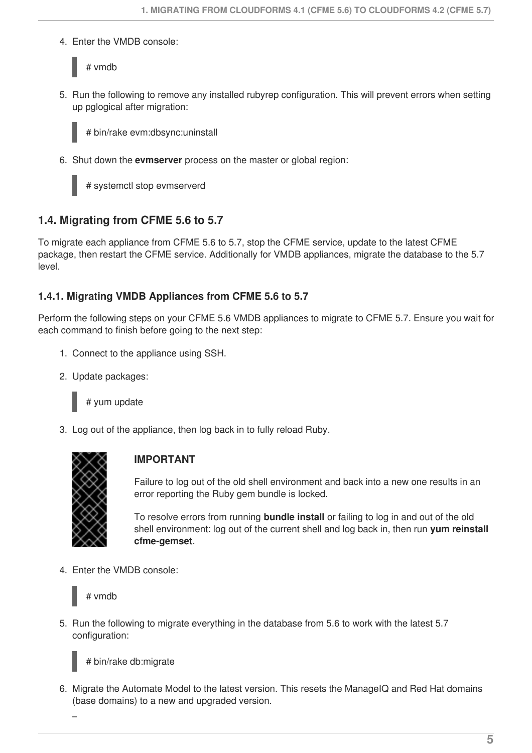4. Enter the VMDB console:

```
# vmdb
```

5. Run the following to remove any installed rubyrep configuration. This will prevent errors when setting up pglogical after migration:

```
# bin/rake evm:dbsync:uninstall
```

6. Shut down the **evmserver** process on the master or global region:

```
# systemctl stop evmserverd
```

## 1.4. Migrating from CFME 5.6 to 5.7

To migrate each appliance from CFME 5.6 to 5.7, stop the CFME service, update to the latest CFME package, then restart the CFME service. Additionally for VMDB appliances, migrate the database to the 5.7 level.

### 1.4.1. Migrating VMDB Appliances from CFME 5.6 to 5.7

Perform the following steps on your CFME 5.6 VMDB appliances to migrate to CFME 5.7. Ensure you wait for each command to finish before going to the next step:

1. Connect to the appliance using SSH.

2. Update packages:

```
# yum update
```

3. Log out of the appliance, then log back in to fully reload Ruby.

> **IMPORTANT**
>
> Failure to log out of the old shell environment and back into a new one results in an error reporting the Ruby gem bundle is locked.
>
> To resolve errors from running **bundle install** or failing to log in and out of the old shell environment: log out of the current shell and log back in, then run **yum reinstall cfme-gemset**.

4. Enter the VMDB console:

```
# vmdb
```

5. Run the following to migrate everything in the database from 5.6 to work with the latest 5.7 configuration:

```
# bin/rake db:migrate
```

6. Migrate the Automate Model to the latest version. This resets the ManageIQ and Red Hat domains (base domains) to a new and upgraded version.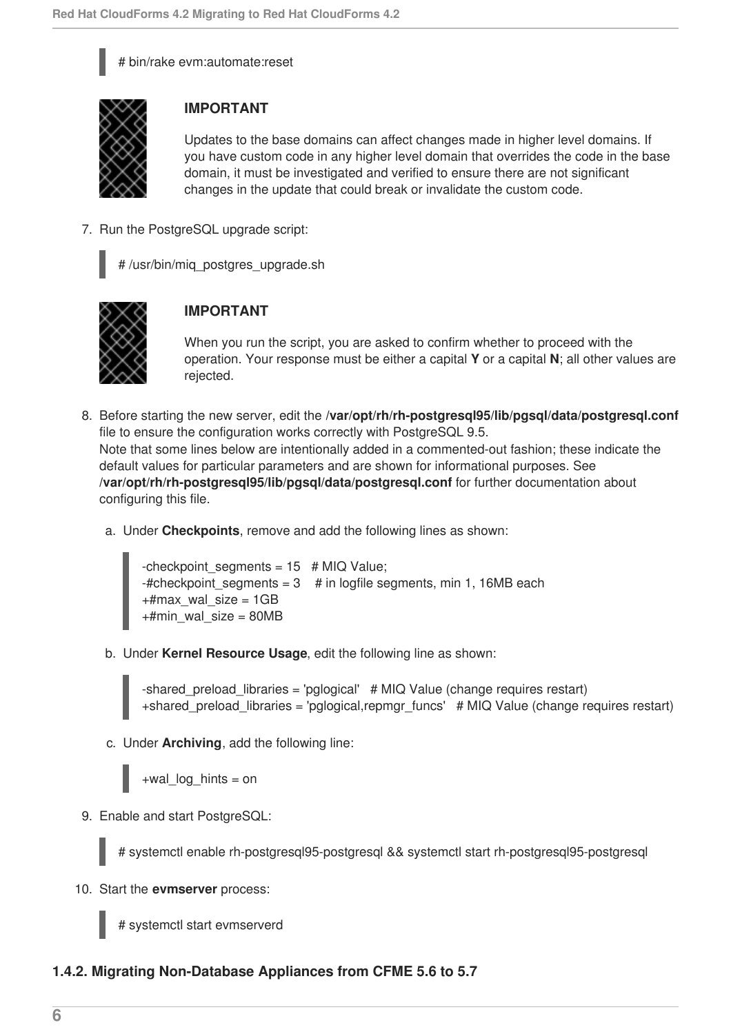```
# bin/rake evm:automate:reset
```

> **IMPORTANT**
>
> Updates to the base domains can affect changes made in higher level domains. If you have custom code in any higher level domain that overrides the code in the base domain, it must be investigated and verified to ensure there are not significant changes in the update that could break or invalidate the custom code.

7. Run the PostgreSQL upgrade script:

   ```
   # /usr/bin/miq_postgres_upgrade.sh
   ```

   > **IMPORTANT**
   >
   > When you run the script, you are asked to confirm whether to proceed with the operation. Your response must be either a capital **Y** or a capital **N**; all other values are rejected.

8. Before starting the new server, edit the **/var/opt/rh/rh-postgresql95/lib/pgsql/data/postgresql.conf** file to ensure the configuration works correctly with PostgreSQL 9.5.
   Note that some lines below are intentionally added in a commented-out fashion; these indicate the default values for particular parameters and are shown for informational purposes. See **/var/opt/rh/rh-postgresql95/lib/pgsql/data/postgresql.conf** for further documentation about configuring this file.

   a. Under **Checkpoints**, remove and add the following lines as shown:

      ```
      -checkpoint_segments = 15   # MIQ Value;
      -#checkpoint_segments = 3    # in logfile segments, min 1, 16MB each
      +#max_wal_size = 1GB
      +#min_wal_size = 80MB
      ```

   b. Under **Kernel Resource Usage**, edit the following line as shown:

      ```
      -shared_preload_libraries = 'pglogical'   # MIQ Value (change requires restart)
      +shared_preload_libraries = 'pglogical,repmgr_funcs'   # MIQ Value (change requires restart)
      ```

   c. Under **Archiving**, add the following line:

      ```
      +wal_log_hints = on
      ```

9. Enable and start PostgreSQL:

   ```
   # systemctl enable rh-postgresql95-postgresql && systemctl start rh-postgresql95-postgresql
   ```

10. Start the **evmserver** process:

    ```
    # systemctl start evmserverd
    ```

### 1.4.2. Migrating Non-Database Appliances from CFME 5.6 to 5.7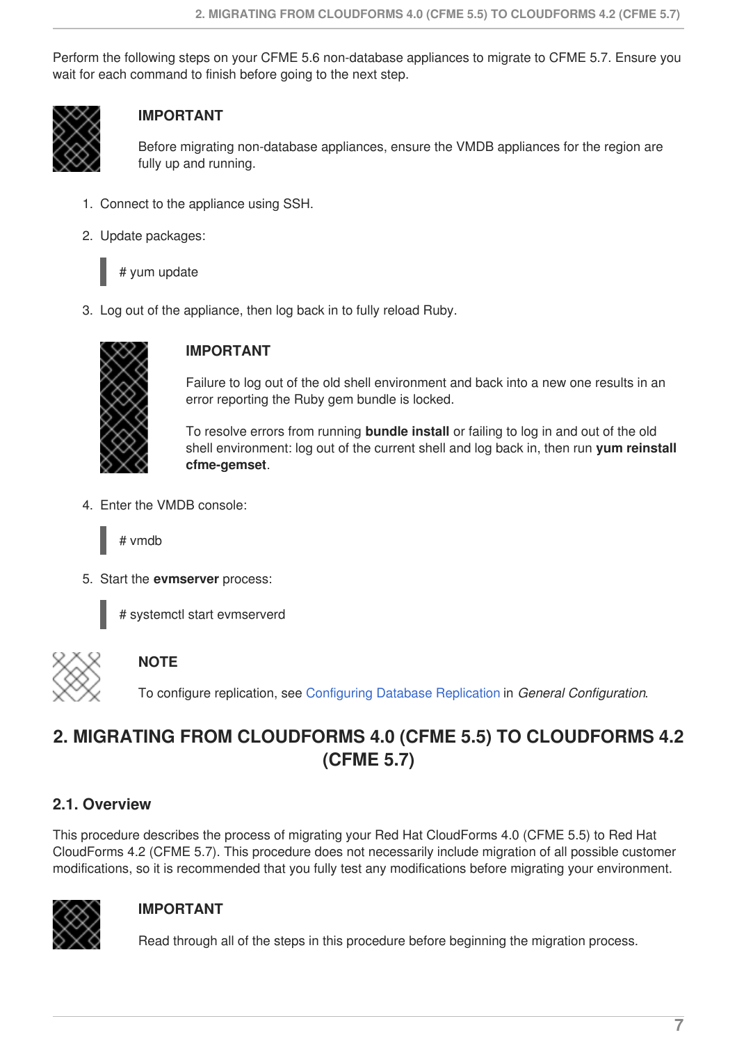Perform the following steps on your CFME 5.6 non-database appliances to migrate to CFME 5.7. Ensure you wait for each command to finish before going to the next step.

> **IMPORTANT**
>
> Before migrating non-database appliances, ensure the VMDB appliances for the region are fully up and running.

1. Connect to the appliance using SSH.
2. Update packages:

   ```
   # yum update
   ```

3. Log out of the appliance, then log back in to fully reload Ruby.

   > **IMPORTANT**
   >
   > Failure to log out of the old shell environment and back into a new one results in an error reporting the Ruby gem bundle is locked.
   >
   > To resolve errors from running **bundle install** or failing to log in and out of the old shell environment: log out of the current shell and log back in, then run **yum reinstall cfme-gemset**.

4. Enter the VMDB console:

   ```
   # vmdb
   ```

5. Start the **evmserver** process:

   ```
   # systemctl start evmserverd
   ```

> **NOTE**
>
> To configure replication, see Configuring Database Replication in *General Configuration*.

# 2. MIGRATING FROM CLOUDFORMS 4.0 (CFME 5.5) TO CLOUDFORMS 4.2 (CFME 5.7)

## 2.1. Overview

This procedure describes the process of migrating your Red Hat CloudForms 4.0 (CFME 5.5) to Red Hat CloudForms 4.2 (CFME 5.7). This procedure does not necessarily include migration of all possible customer modifications, so it is recommended that you fully test any modifications before migrating your environment.

> **IMPORTANT**
>
> Read through all of the steps in this procedure before beginning the migration process.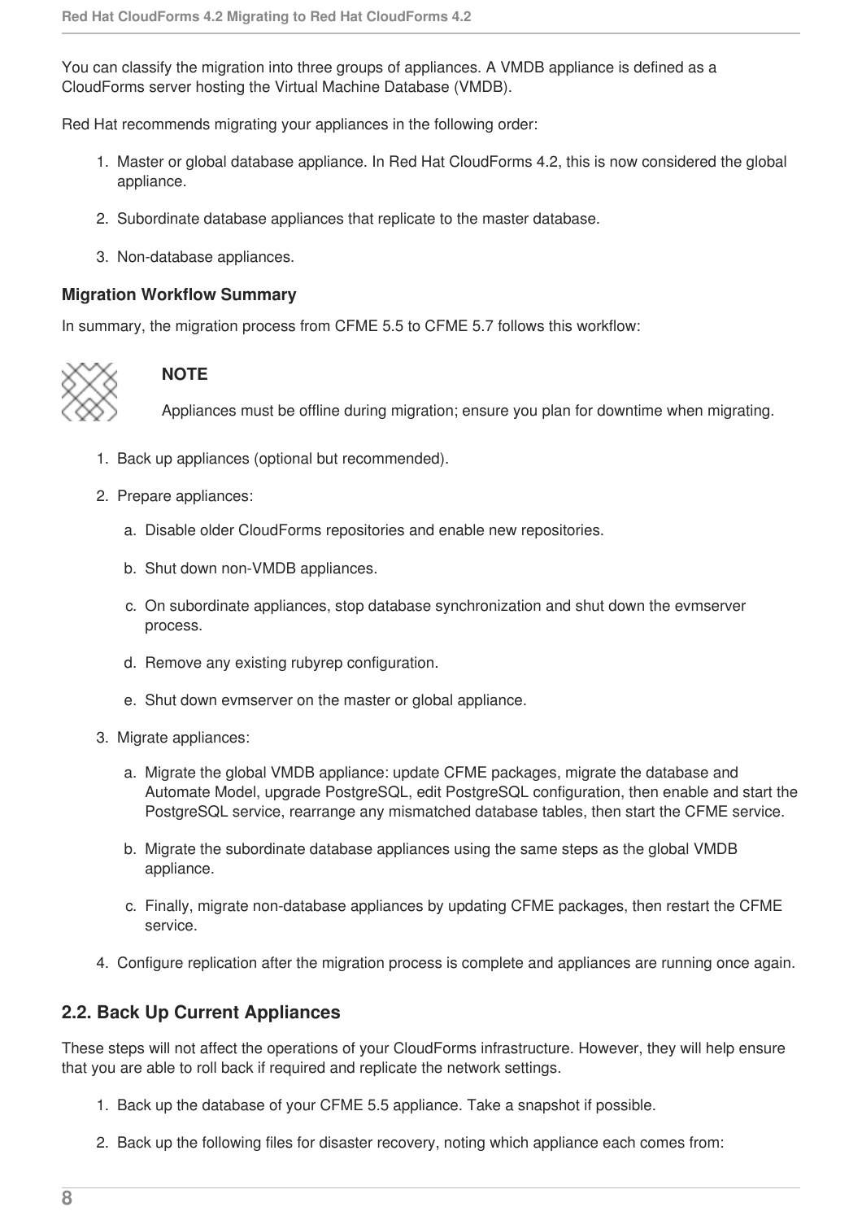You can classify the migration into three groups of appliances. A VMDB appliance is defined as a CloudForms server hosting the Virtual Machine Database (VMDB).

Red Hat recommends migrating your appliances in the following order:

1. Master or global database appliance. In Red Hat CloudForms 4.2, this is now considered the global appliance.
2. Subordinate database appliances that replicate to the master database.
3. Non-database appliances.

**Migration Workflow Summary**

In summary, the migration process from CFME 5.5 to CFME 5.7 follows this workflow:

> **NOTE**
>
> Appliances must be offline during migration; ensure you plan for downtime when migrating.

1. Back up appliances (optional but recommended).
2. Prepare appliances:
    a. Disable older CloudForms repositories and enable new repositories.
    b. Shut down non-VMDB appliances.
    c. On subordinate appliances, stop database synchronization and shut down the evmserver process.
    d. Remove any existing rubyrep configuration.
    e. Shut down evmserver on the master or global appliance.
3. Migrate appliances:
    a. Migrate the global VMDB appliance: update CFME packages, migrate the database and Automate Model, upgrade PostgreSQL, edit PostgreSQL configuration, then enable and start the PostgreSQL service, rearrange any mismatched database tables, then start the CFME service.
    b. Migrate the subordinate database appliances using the same steps as the global VMDB appliance.
    c. Finally, migrate non-database appliances by updating CFME packages, then restart the CFME service.
4. Configure replication after the migration process is complete and appliances are running once again.

## 2.2. Back Up Current Appliances

These steps will not affect the operations of your CloudForms infrastructure. However, they will help ensure that you are able to roll back if required and replicate the network settings.

1. Back up the database of your CFME 5.5 appliance. Take a snapshot if possible.
2. Back up the following files for disaster recovery, noting which appliance each comes from: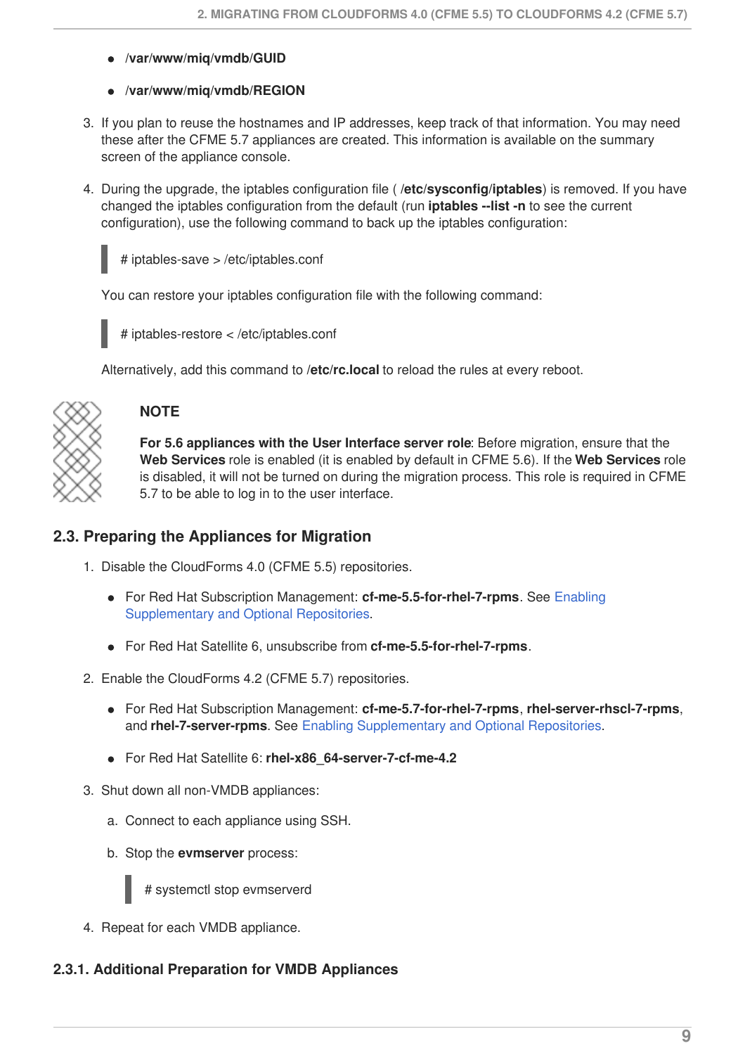- **/var/www/miq/vmdb/GUID**
- **/var/www/miq/vmdb/REGION**

3. If you plan to reuse the hostnames and IP addresses, keep track of that information. You may need these after the CFME 5.7 appliances are created. This information is available on the summary screen of the appliance console.

4. During the upgrade, the iptables configuration file ( **/etc/sysconfig/iptables**) is removed. If you have changed the iptables configuration from the default (run **iptables --list -n** to see the current configuration), use the following command to back up the iptables configuration:

   ```
   # iptables-save > /etc/iptables.conf
   ```

   You can restore your iptables configuration file with the following command:

   ```
   # iptables-restore < /etc/iptables.conf
   ```

   Alternatively, add this command to **/etc/rc.local** to reload the rules at every reboot.

> **NOTE**
>
> **For 5.6 appliances with the User Interface server role**: Before migration, ensure that the **Web Services** role is enabled (it is enabled by default in CFME 5.6). If the **Web Services** role is disabled, it will not be turned on during the migration process. This role is required in CFME 5.7 to be able to log in to the user interface.

## 2.3. Preparing the Appliances for Migration

1. Disable the CloudForms 4.0 (CFME 5.5) repositories.
   - For Red Hat Subscription Management: **cf-me-5.5-for-rhel-7-rpms**. See Enabling Supplementary and Optional Repositories.
   - For Red Hat Satellite 6, unsubscribe from **cf-me-5.5-for-rhel-7-rpms**.

2. Enable the CloudForms 4.2 (CFME 5.7) repositories.
   - For Red Hat Subscription Management: **cf-me-5.7-for-rhel-7-rpms**, **rhel-server-rhscl-7-rpms**, and **rhel-7-server-rpms**. See Enabling Supplementary and Optional Repositories.
   - For Red Hat Satellite 6: **rhel-x86_64-server-7-cf-me-4.2**

3. Shut down all non-VMDB appliances:
   a. Connect to each appliance using SSH.
   b. Stop the **evmserver** process:

      ```
      # systemctl stop evmserverd
      ```

4. Repeat for each VMDB appliance.

### 2.3.1. Additional Preparation for VMDB Appliances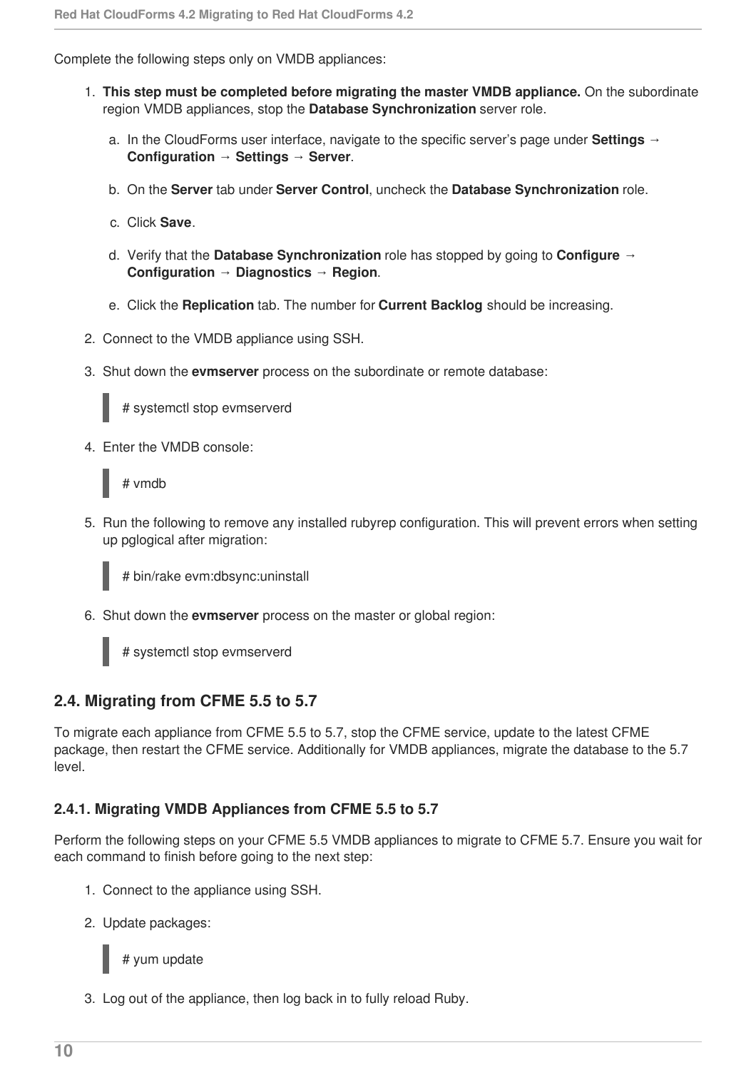Complete the following steps only on VMDB appliances:

1. **This step must be completed before migrating the master VMDB appliance.** On the subordinate region VMDB appliances, stop the **Database Synchronization** server role.

    a. In the CloudForms user interface, navigate to the specific server's page under **Settings → Configuration → Settings → Server**.

    b. On the **Server** tab under **Server Control**, uncheck the **Database Synchronization** role.

    c. Click **Save**.

    d. Verify that the **Database Synchronization** role has stopped by going to **Configure → Configuration → Diagnostics → Region**.

    e. Click the **Replication** tab. The number for **Current Backlog** should be increasing.

2. Connect to the VMDB appliance using SSH.

3. Shut down the **evmserver** process on the subordinate or remote database:

    ```
    # systemctl stop evmserverd
    ```

4. Enter the VMDB console:

    ```
    # vmdb
    ```

5. Run the following to remove any installed rubyrep configuration. This will prevent errors when setting up pglogical after migration:

    ```
    # bin/rake evm:dbsync:uninstall
    ```

6. Shut down the **evmserver** process on the master or global region:

    ```
    # systemctl stop evmserverd
    ```

## 2.4. Migrating from CFME 5.5 to 5.7

To migrate each appliance from CFME 5.5 to 5.7, stop the CFME service, update to the latest CFME package, then restart the CFME service. Additionally for VMDB appliances, migrate the database to the 5.7 level.

### 2.4.1. Migrating VMDB Appliances from CFME 5.5 to 5.7

Perform the following steps on your CFME 5.5 VMDB appliances to migrate to CFME 5.7. Ensure you wait for each command to finish before going to the next step:

1. Connect to the appliance using SSH.

2. Update packages:

    ```
    # yum update
    ```

3. Log out of the appliance, then log back in to fully reload Ruby.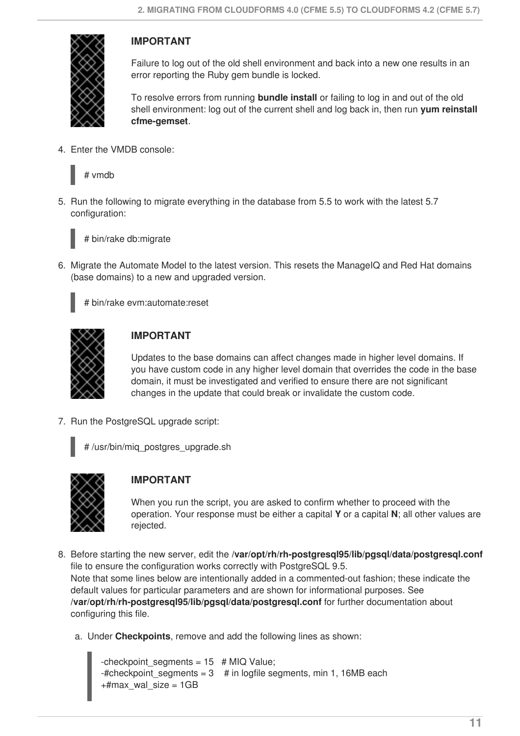> **IMPORTANT**
>
> Failure to log out of the old shell environment and back into a new one results in an error reporting the Ruby gem bundle is locked.
>
> To resolve errors from running **bundle install** or failing to log in and out of the old shell environment: log out of the current shell and log back in, then run **yum reinstall cfme-gemset**.

4. Enter the VMDB console:

```
# vmdb
```

5. Run the following to migrate everything in the database from 5.5 to work with the latest 5.7 configuration:

```
# bin/rake db:migrate
```

6. Migrate the Automate Model to the latest version. This resets the ManageIQ and Red Hat domains (base domains) to a new and upgraded version.

```
# bin/rake evm:automate:reset
```

> **IMPORTANT**
>
> Updates to the base domains can affect changes made in higher level domains. If you have custom code in any higher level domain that overrides the code in the base domain, it must be investigated and verified to ensure there are not significant changes in the update that could break or invalidate the custom code.

7. Run the PostgreSQL upgrade script:

```
# /usr/bin/miq_postgres_upgrade.sh
```

> **IMPORTANT**
>
> When you run the script, you are asked to confirm whether to proceed with the operation. Your response must be either a capital **Y** or a capital **N**; all other values are rejected.

8. Before starting the new server, edit the **/var/opt/rh/rh-postgresql95/lib/pgsql/data/postgresql.conf** file to ensure the configuration works correctly with PostgreSQL 9.5.
   Note that some lines below are intentionally added in a commented-out fashion; these indicate the default values for particular parameters and are shown for informational purposes. See **/var/opt/rh/rh-postgresql95/lib/pgsql/data/postgresql.conf** for further documentation about configuring this file.

   a. Under **Checkpoints**, remove and add the following lines as shown:

```
-checkpoint_segments = 15   # MIQ Value;
-#checkpoint_segments = 3    # in logfile segments, min 1, 16MB each
+#max_wal_size = 1GB
```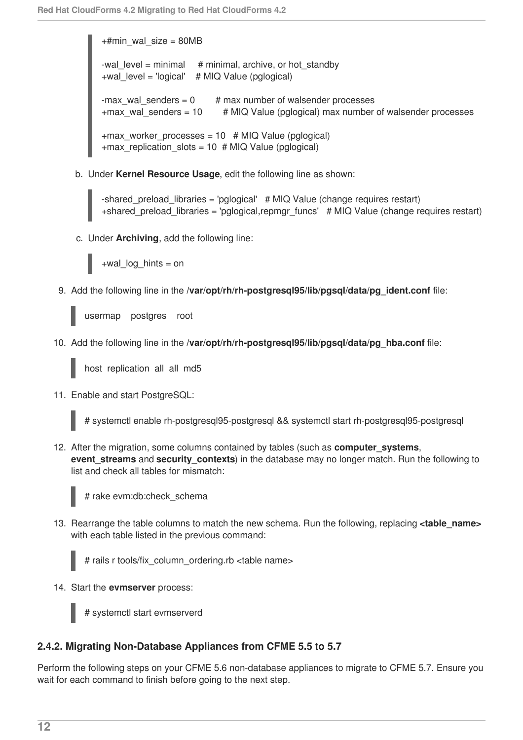```
+#min_wal_size = 80MB

-wal_level = minimal     # minimal, archive, or hot_standby
+wal_level = 'logical'    # MIQ Value (pglogical)

-max_wal_senders = 0        # max number of walsender processes
+max_wal_senders = 10        # MIQ Value (pglogical) max number of walsender processes

+max_worker_processes = 10   # MIQ Value (pglogical)
+max_replication_slots = 10  # MIQ Value (pglogical)
```

b. Under **Kernel Resource Usage**, edit the following line as shown:

```
-shared_preload_libraries = 'pglogical'   # MIQ Value (change requires restart)
+shared_preload_libraries = 'pglogical,repmgr_funcs'   # MIQ Value (change requires restart)
```

c. Under **Archiving**, add the following line:

```
+wal_log_hints = on
```

9. Add the following line in the **/var/opt/rh/rh-postgresql95/lib/pgsql/data/pg_ident.conf** file:

```
usermap    postgres    root
```

10. Add the following line in the **/var/opt/rh/rh-postgresql95/lib/pgsql/data/pg_hba.conf** file:

```
host  replication  all  all  md5
```

11. Enable and start PostgreSQL:

```
# systemctl enable rh-postgresql95-postgresql && systemctl start rh-postgresql95-postgresql
```

12. After the migration, some columns contained by tables (such as **computer_systems**, **event_streams** and **security_contexts**) in the database may no longer match. Run the following to list and check all tables for mismatch:

```
# rake evm:db:check_schema
```

13. Rearrange the table columns to match the new schema. Run the following, replacing **<table_name>** with each table listed in the previous command:

```
# rails r tools/fix_column_ordering.rb <table name>
```

14. Start the **evmserver** process:

```
# systemctl start evmserverd
```

### 2.4.2. Migrating Non-Database Appliances from CFME 5.5 to 5.7

Perform the following steps on your CFME 5.6 non-database appliances to migrate to CFME 5.7. Ensure you wait for each command to finish before going to the next step.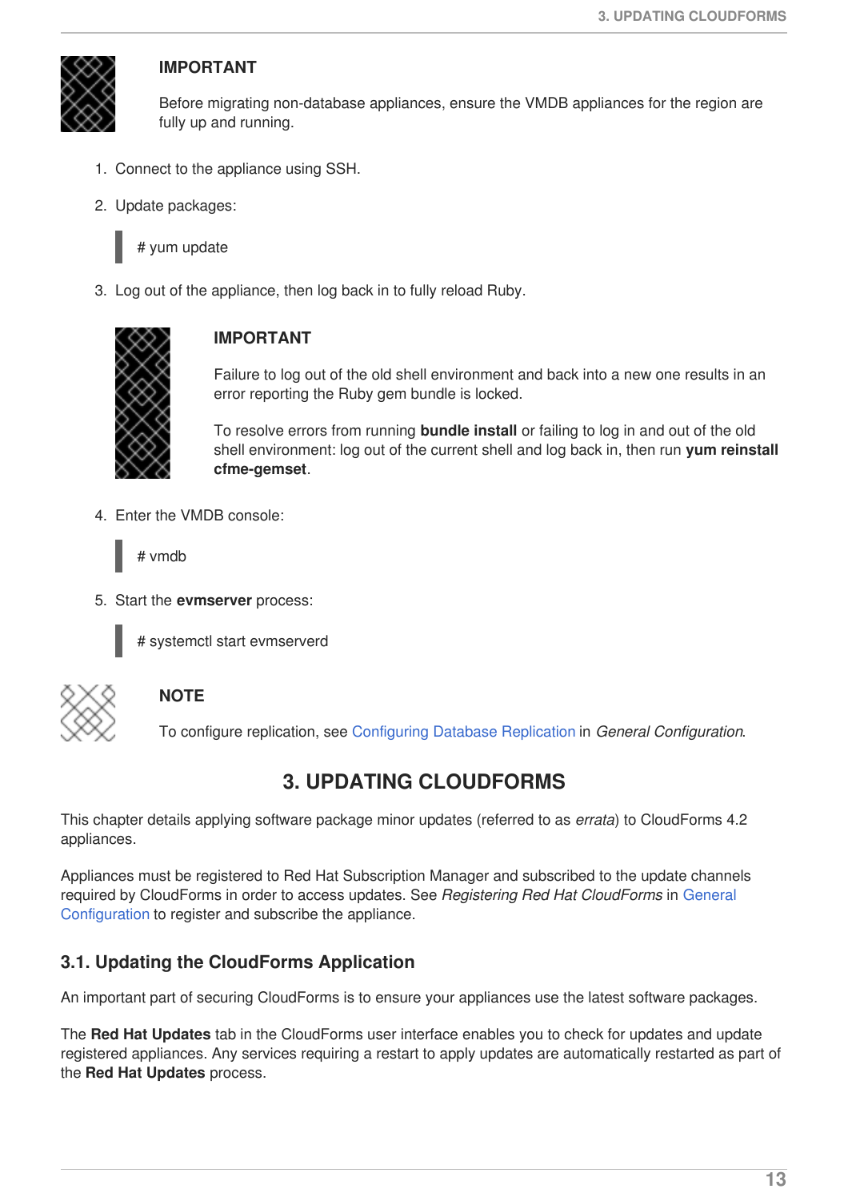**IMPORTANT**

Before migrating non-database appliances, ensure the VMDB appliances for the region are fully up and running.

1. Connect to the appliance using SSH.
2. Update packages:

```
# yum update
```

3. Log out of the appliance, then log back in to fully reload Ruby.

**IMPORTANT**

Failure to log out of the old shell environment and back into a new one results in an error reporting the Ruby gem bundle is locked.

To resolve errors from running **bundle install** or failing to log in and out of the old shell environment: log out of the current shell and log back in, then run **yum reinstall cfme-gemset**.

4. Enter the VMDB console:

```
# vmdb
```

5. Start the **evmserver** process:

```
# systemctl start evmserverd
```

**NOTE**

To configure replication, see Configuring Database Replication in *General Configuration*.

# 3. UPDATING CLOUDFORMS

This chapter details applying software package minor updates (referred to as *errata*) to CloudForms 4.2 appliances.

Appliances must be registered to Red Hat Subscription Manager and subscribed to the update channels required by CloudForms in order to access updates. See *Registering Red Hat CloudForms* in General Configuration to register and subscribe the appliance.

## 3.1. Updating the CloudForms Application

An important part of securing CloudForms is to ensure your appliances use the latest software packages.

The **Red Hat Updates** tab in the CloudForms user interface enables you to check for updates and update registered appliances. Any services requiring a restart to apply updates are automatically restarted as part of the **Red Hat Updates** process.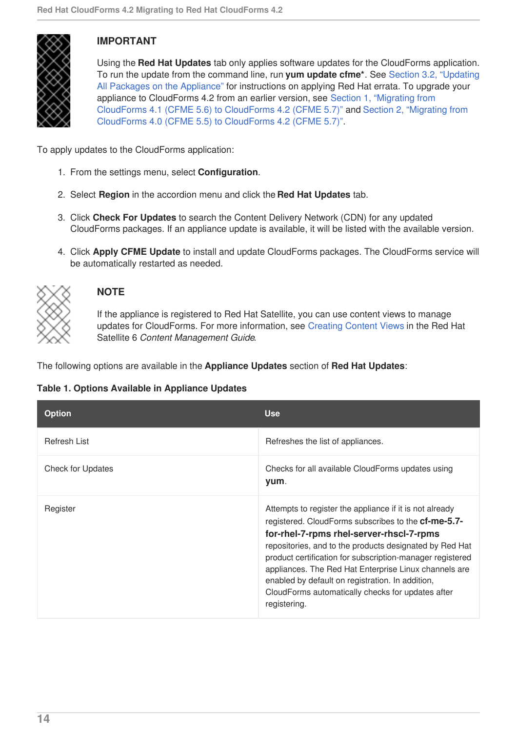> **IMPORTANT**
>
> Using the **Red Hat Updates** tab only applies software updates for the CloudForms application. To run the update from the command line, run **yum update cfme***. See Section 3.2, "Updating All Packages on the Appliance" for instructions on applying Red Hat errata. To upgrade your appliance to CloudForms 4.2 from an earlier version, see Section 1, "Migrating from CloudForms 4.1 (CFME 5.6) to CloudForms 4.2 (CFME 5.7)" and Section 2, "Migrating from CloudForms 4.0 (CFME 5.5) to CloudForms 4.2 (CFME 5.7)".

To apply updates to the CloudForms application:

1. From the settings menu, select **Configuration**.
2. Select **Region** in the accordion menu and click the **Red Hat Updates** tab.
3. Click **Check For Updates** to search the Content Delivery Network (CDN) for any updated CloudForms packages. If an appliance update is available, it will be listed with the available version.
4. Click **Apply CFME Update** to install and update CloudForms packages. The CloudForms service will be automatically restarted as needed.

> **NOTE**
>
> If the appliance is registered to Red Hat Satellite, you can use content views to manage updates for CloudForms. For more information, see Creating Content Views in the Red Hat Satellite 6 *Content Management Guide*.

The following options are available in the **Appliance Updates** section of **Red Hat Updates**:

**Table 1. Options Available in Appliance Updates**

| Option | Use |
| --- | --- |
| Refresh List | Refreshes the list of appliances. |
| Check for Updates | Checks for all available CloudForms updates using **yum**. |
| Register | Attempts to register the appliance if it is not already registered. CloudForms subscribes to the **cf-me-5.7-for-rhel-7-rpms rhel-server-rhscl-7-rpms** repositories, and to the products designated by Red Hat product certification for subscription-manager registered appliances. The Red Hat Enterprise Linux channels are enabled by default on registration. In addition, CloudForms automatically checks for updates after registering. |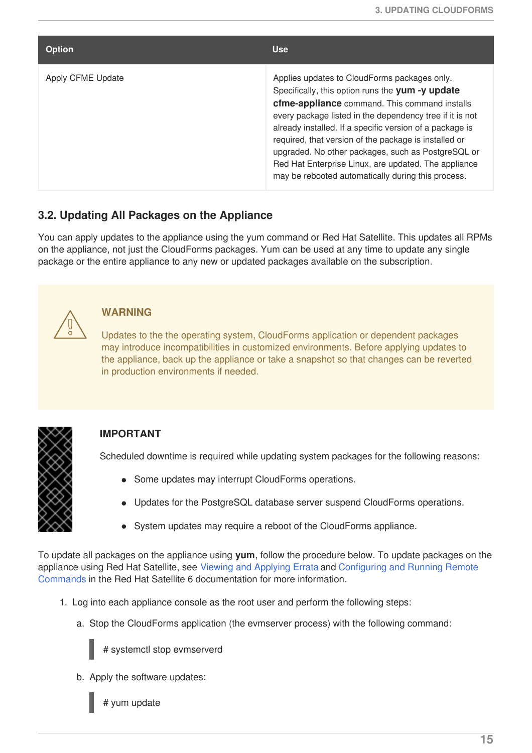| Option | Use |
|---|---|
| Apply CFME Update | Applies updates to CloudForms packages only. Specifically, this option runs the **yum -y update cfme-appliance** command. This command installs every package listed in the dependency tree if it is not already installed. If a specific version of a package is required, that version of the package is installed or upgraded. No other packages, such as PostgreSQL or Red Hat Enterprise Linux, are updated. The appliance may be rebooted automatically during this process. |

## 3.2. Updating All Packages on the Appliance

You can apply updates to the appliance using the yum command or Red Hat Satellite. This updates all RPMs on the appliance, not just the CloudForms packages. Yum can be used at any time to update any single package or the entire appliance to any new or updated packages available on the subscription.

> **WARNING**
>
> Updates to the the operating system, CloudForms application or dependent packages may introduce incompatibilities in customized environments. Before applying updates to the appliance, back up the appliance or take a snapshot so that changes can be reverted in production environments if needed.

> **IMPORTANT**
>
> Scheduled downtime is required while updating system packages for the following reasons:
>
> - Some updates may interrupt CloudForms operations.
> - Updates for the PostgreSQL database server suspend CloudForms operations.
> - System updates may require a reboot of the CloudForms appliance.

To update all packages on the appliance using **yum**, follow the procedure below. To update packages on the appliance using Red Hat Satellite, see Viewing and Applying Errata and Configuring and Running Remote Commands in the Red Hat Satellite 6 documentation for more information.

1. Log into each appliance console as the root user and perform the following steps:

    a. Stop the CloudForms application (the evmserver process) with the following command:

    ```
    # systemctl stop evmserverd
    ```

    b. Apply the software updates:

    ```
    # yum update
    ```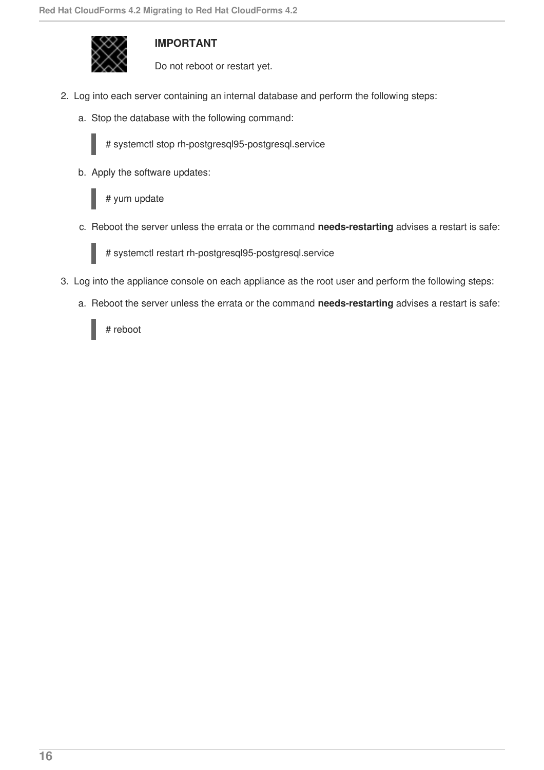> **IMPORTANT**
>
> Do not reboot or restart yet.

2. Log into each server containing an internal database and perform the following steps:

   a. Stop the database with the following command:

   ```
   # systemctl stop rh-postgresql95-postgresql.service
   ```

   b. Apply the software updates:

   ```
   # yum update
   ```

   c. Reboot the server unless the errata or the command **needs-restarting** advises a restart is safe:

   ```
   # systemctl restart rh-postgresql95-postgresql.service
   ```

3. Log into the appliance console on each appliance as the root user and perform the following steps:

   a. Reboot the server unless the errata or the command **needs-restarting** advises a restart is safe:

   ```
   # reboot
   ```